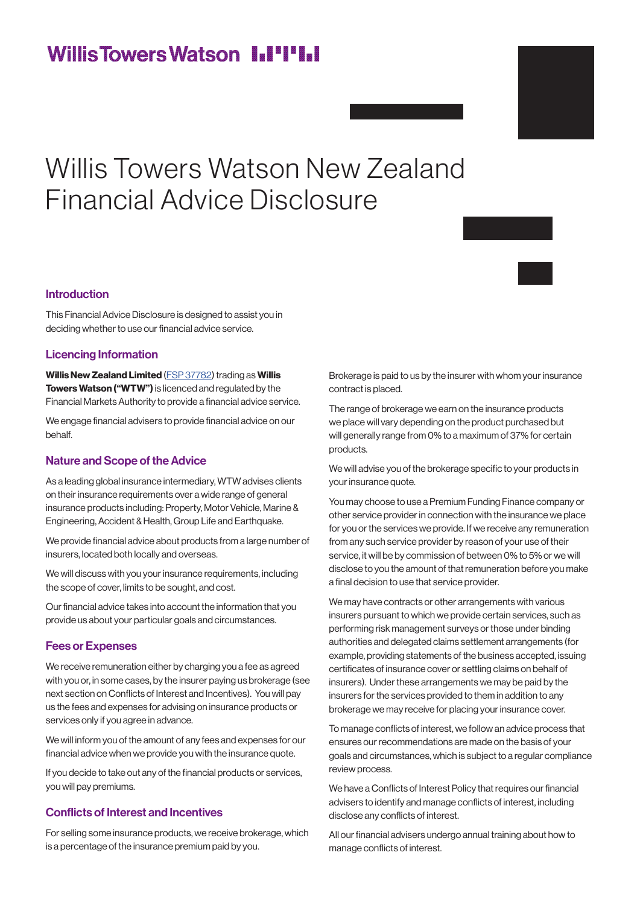Willis Towers Watson

# Willis Towers Watson New Zealand Financial Advice Disclosure

## Introduction

This Financial Advice Disclosure is designed to assist you in deciding whether to use our financial advice service.

## Licencing Information

**Willis New Zealand Limited** (FSP 37782) trading as **Willis Towers Watson ("WTW")** is licenced and regulated by the Financial Markets Authority to provide a financial advice service.

We engage financial advisers to provide financial advice on our behalf.

## Nature and Scope of the Advice

As a leading global insurance intermediary, WTW advises clients on their insurance requirements over a wide range of general insurance products including: Property, Motor Vehicle, Marine & Engineering, Accident & Health, Group Life and Earthquake.

We provide financial advice about products from a large number of insurers, located both locally and overseas.

We will discuss with you your insurance requirements, including the scope of cover, limits to be sought, and cost.

Our financial advice takes into account the information that you provide us about your particular goals and circumstances.

## Fees or Expenses

We receive remuneration either by charging you a fee as agreed with you or, in some cases, by the insurer paying us brokerage (see next section on Conflicts of Interest and Incentives). You will pay us the fees and expenses for advising on insurance products or services only if you agree in advance.

We will inform you of the amount of any fees and expenses for our financial advice when we provide you with the insurance quote.

If you decide to take out any of the financial products or services, you will pay premiums.

## Conflicts of Interest and Incentives

For selling some insurance products, we receive brokerage, which is a percentage of the insurance premium paid by you.

Brokerage is paid to us by the insurer with whom your insurance contract is placed.

The range of brokerage we earn on the insurance products we place will vary depending on the product purchased but will generally range from 0% to a maximum of 37% for certain products.

We will advise you of the brokerage specific to your products in your insurance quote.

You may choose to use a Premium Funding Finance company or other service provider in connection with the insurance we place for you or the services we provide. If we receive any remuneration from any such service provider by reason of your use of their service, it will be by commission of between 0% to 5% or we will disclose to you the amount of that remuneration before you make a final decision to use that service provider.

We may have contracts or other arrangements with various insurers pursuant to which we provide certain services, such as performing risk management surveys or those under binding authorities and delegated claims settlement arrangements (for example, providing statements of the business accepted, issuing certificates of insurance cover or settling claims on behalf of insurers). Under these arrangements we may be paid by the insurers for the services provided to them in addition to any brokerage we may receive for placing your insurance cover.

To manage conflicts of interest, we follow an advice process that ensures our recommendations are made on the basis of your goals and circumstances, which is subject to a regular compliance review process.

We have a Conflicts of Interest Policy that requires our financial advisers to identify and manage conflicts of interest, including disclose any conflicts of interest.

All our financial advisers undergo annual training about how to manage conflicts of interest.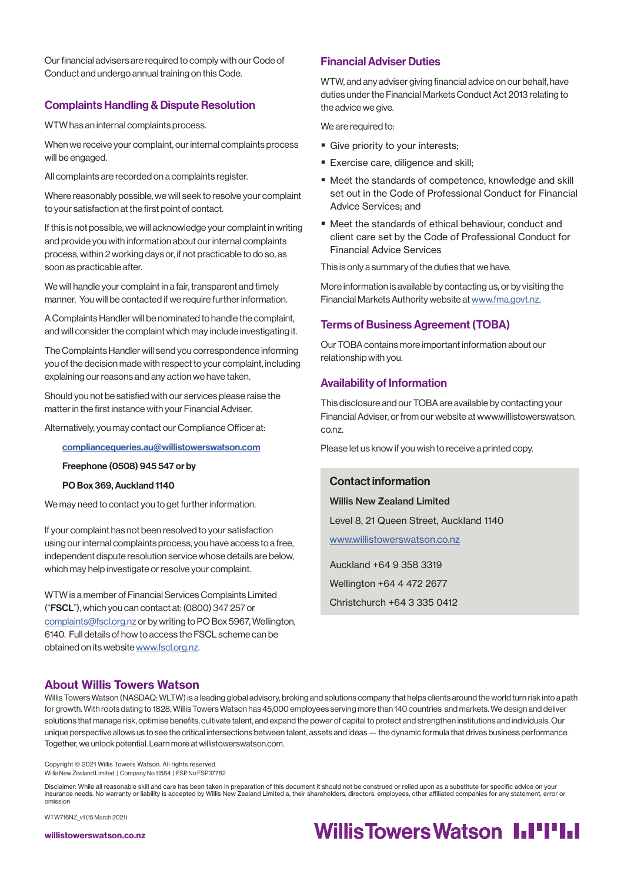Our financial advisers are required to comply with our Code of Conduct and undergo annual training on this Code.

## Complaints Handling & Dispute Resolution

WTW has an internal complaints process.

When we receive your complaint, our internal complaints process will be engaged.

All complaints are recorded on a complaints register.

Where reasonably possible, we will seek to resolve your complaint to your satisfaction at the first point of contact.

If this is not possible, we will acknowledge your complaint in writing and provide you with information about our internal complaints process, within 2 working days or, if not practicable to do so, as soon as practicable after.

We will handle your complaint in a fair, transparent and timely manner. You will be contacted if we require further information.

A Complaints Handler will be nominated to handle the complaint, and will consider the complaint which may include investigating it.

The Complaints Handler will send you correspondence informing you of the decision made with respect to your complaint, including explaining our reasons and any action we have taken.

Should you not be satisfied with our services please raise the matter in the first instance with your Financial Adviser.

Alternatively, you may contact our Compliance Officer at:

**compliancequeries.au@willistowerswatson.com**

**Freephone (0508) 945 547 or by**

**PO Box 369, Auckland 1140**

We may need to contact you to get further information.

If your complaint has not been resolved to your satisfaction using our internal complaints process, you have access to a free, independent dispute resolution service whose details are below, which may help investigate or resolve your complaint.

WTW is a member of Financial Services Complaints Limited ("**FSCL**"), which you can contact at: (0800) 347 257 or complaints@fscl.org.nz or by writing to PO Box 5967, Wellington, 6140. Full details of how to access the FSCL scheme can be obtained on its website www.fscl.org.nz.

## Financial Adviser Duties

WTW, and any adviser giving financial advice on our behalf, have duties under the Financial Markets Conduct Act 2013 relating to the advice we give.

We are required to:

- Give priority to your interests;
- Exercise care, diligence and skill;
- Meet the standards of competence, knowledge and skill set out in the Code of Professional Conduct for Financial Advice Services; and
- Meet the standards of ethical behaviour, conduct and client care set by the Code of Professional Conduct for Financial Advice Services

This is only a summary of the duties that we have.

More information is available by contacting us, or by visiting the Financial Markets Authority website at www.fma.govt.nz.

## Terms of Business Agreement (TOBA)

Our TOBA contains more important information about our relationship with you.

## Availability of Information

This disclosure and our TOBA are available by contacting your Financial Adviser, or from our website at www.willistowerswatson.co.nz.

Please let us know if you wish to receive a printed copy.

### Contact information

**Willis New Zealand Limited**

Level 8, 21 Queen Street, Auckland 1140

www.willistowerswatson.co.nz

Auckland +64 9 358 3319

Wellington +64 4 472 2677

Christchurch +64 3 335 0412

## About Willis Towers Watson

Willis Towers Watson (NASDAQ: WLTW) is a leading global advisory, broking and solutions company that helps clients around the world turn risk into a path for growth. With roots dating to 1828, Willis Towers Watson has 45,000 employees serving more than 140 countries and markets. We design and deliver solutions that manage risk, optimise benefits, cultivate talent, and expand the power of capital to protect and strengthen institutions and individuals. Our unique perspective allows us to see the critical intersections between talent, assets and ideas — the dynamic formula that drives business performance. Together, we unlock potential. Learn more at willistowerswatson.com.

Copyright © 2021 Willis Towers Watson. All rights reserved.
Willis New Zealand Limited | Company No 11584 | FSP No FSP37782

Disclaimer: While all reasonable skill and care has been taken in preparation of this document it should not be construed or relied upon as a substitute for specific advice on your insurance needs. No warranty or liability is accepted by Willis New Zealand Limited a, their shareholders, directors, employees, other affiliated companies for any statement, error or omission

WTW716NZ_v1 (15 March 2021)

willistowerswatson.co.nz

Willis Towers Watson